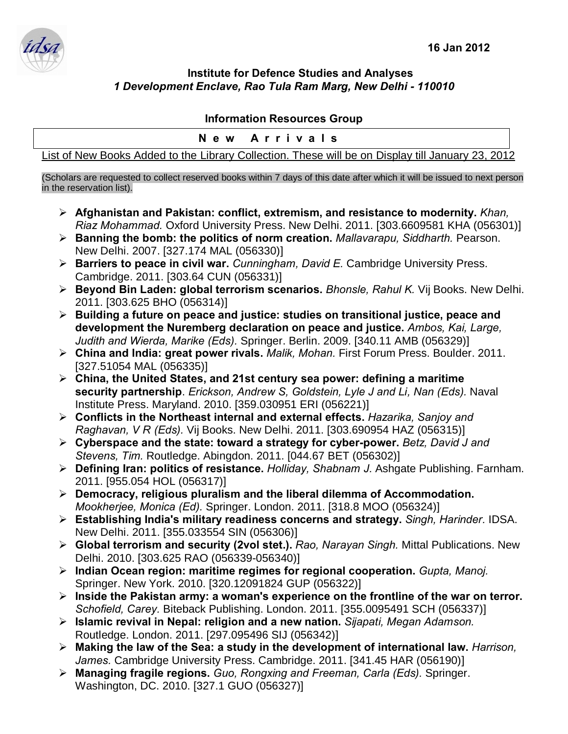16 Jan 2012

**Institute for Defence Studies and Analyses**
***1 Development Enclave, Rao Tula Ram Marg, New Delhi - 110010***

**Information Resources Group**

**N e w A r r i v a l s**

List of New Books Added to the Library Collection. These will be on Display till January 23, 2012

(Scholars are requested to collect reserved books within 7 days of this date after which it will be issued to next person in the reservation list).

- **Afghanistan and Pakistan: conflict, extremism, and resistance to modernity.** *Khan, Riaz Mohammad.* Oxford University Press. New Delhi. 2011. [303.6609581 KHA (056301)]
- **Banning the bomb: the politics of norm creation.** *Mallavarapu, Siddharth.* Pearson. New Delhi. 2007. [327.174 MAL (056330)]
- **Barriers to peace in civil war.** *Cunningham, David E.* Cambridge University Press. Cambridge. 2011. [303.64 CUN (056331)]
- **Beyond Bin Laden: global terrorism scenarios.** *Bhonsle, Rahul K.* Vij Books. New Delhi. 2011. [303.625 BHO (056314)]
- **Building a future on peace and justice: studies on transitional justice, peace and development the Nuremberg declaration on peace and justice.** *Ambos, Kai, Large, Judith and Wierda, Marike (Eds).* Springer. Berlin. 2009. [340.11 AMB (056329)]
- **China and India: great power rivals.** *Malik, Mohan.* First Forum Press. Boulder. 2011. [327.51054 MAL (056335)]
- **China, the United States, and 21st century sea power: defining a maritime security partnership**. *Erickson, Andrew S, Goldstein, Lyle J and Li, Nan (Eds).* Naval Institute Press. Maryland. 2010. [359.030951 ERI (056221)]
- **Conflicts in the Northeast internal and external effects.** *Hazarika, Sanjoy and Raghavan, V R (Eds).* Vij Books. New Delhi. 2011. [303.690954 HAZ (056315)]
- **Cyberspace and the state: toward a strategy for cyber-power.** *Betz, David J and Stevens, Tim.* Routledge. Abingdon. 2011. [044.67 BET (056302)]
- **Defining Iran: politics of resistance.** *Holliday, Shabnam J.* Ashgate Publishing. Farnham. 2011. [955.054 HOL (056317)]
- **Democracy, religious pluralism and the liberal dilemma of Accommodation.** *Mookherjee, Monica (Ed).* Springer. London. 2011. [318.8 MOO (056324)]
- **Establishing India's military readiness concerns and strategy.** *Singh, Harinder.* IDSA. New Delhi. 2011. [355.033554 SIN (056306)]
- **Global terrorism and security (2vol stet.).** *Rao, Narayan Singh.* Mittal Publications. New Delhi. 2010. [303.625 RAO (056339-056340)]
- **Indian Ocean region: maritime regimes for regional cooperation.** *Gupta, Manoj.* Springer. New York. 2010. [320.12091824 GUP (056322)]
- **Inside the Pakistan army: a woman's experience on the frontline of the war on terror.** *Schofield, Carey.* Biteback Publishing. London. 2011. [355.0095491 SCH (056337)]
- **Islamic revival in Nepal: religion and a new nation.** *Sijapati, Megan Adamson.* Routledge. London. 2011. [297.095496 SIJ (056342)]
- **Making the law of the Sea: a study in the development of international law.** *Harrison, James.* Cambridge University Press. Cambridge. 2011. [341.45 HAR (056190)]
- **Managing fragile regions.** *Guo, Rongxing and Freeman, Carla (Eds).* Springer. Washington, DC. 2010. [327.1 GUO (056327)]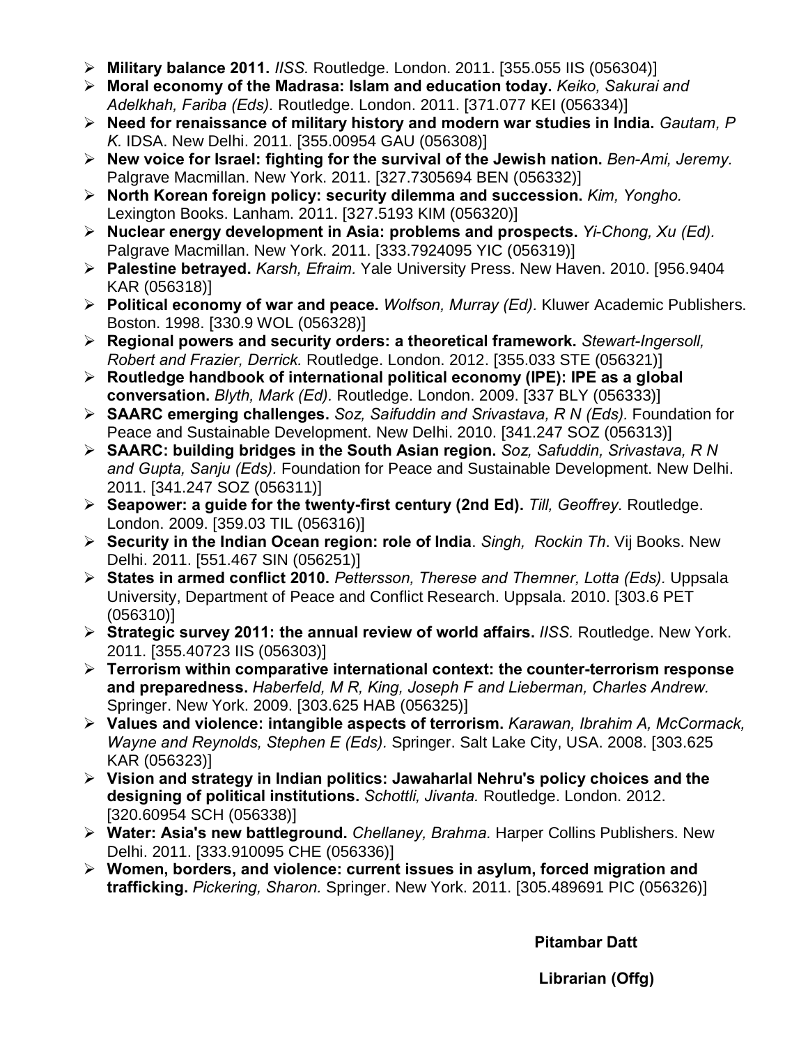- **Military balance 2011.** *IISS.* Routledge. London. 2011. [355.055 IIS (056304)]
- **Moral economy of the Madrasa: Islam and education today.** *Keiko, Sakurai and Adelkhah, Fariba (Eds).* Routledge. London. 2011. [371.077 KEI (056334)]
- **Need for renaissance of military history and modern war studies in India.** *Gautam, P K.* IDSA. New Delhi. 2011. [355.00954 GAU (056308)]
- **New voice for Israel: fighting for the survival of the Jewish nation.** *Ben-Ami, Jeremy.* Palgrave Macmillan. New York. 2011. [327.7305694 BEN (056332)]
- **North Korean foreign policy: security dilemma and succession.** *Kim, Yongho.* Lexington Books. Lanham. 2011. [327.5193 KIM (056320)]
- **Nuclear energy development in Asia: problems and prospects.** *Yi-Chong, Xu (Ed).* Palgrave Macmillan. New York. 2011. [333.7924095 YIC (056319)]
- **Palestine betrayed.** *Karsh, Efraim.* Yale University Press. New Haven. 2010. [956.9404 KAR (056318)]
- **Political economy of war and peace.** *Wolfson, Murray (Ed).* Kluwer Academic Publishers. Boston. 1998. [330.9 WOL (056328)]
- **Regional powers and security orders: a theoretical framework.** *Stewart-Ingersoll, Robert and Frazier, Derrick.* Routledge. London. 2012. [355.033 STE (056321)]
- **Routledge handbook of international political economy (IPE): IPE as a global conversation.** *Blyth, Mark (Ed).* Routledge. London. 2009. [337 BLY (056333)]
- **SAARC emerging challenges.** *Soz, Saifuddin and Srivastava, R N (Eds).* Foundation for Peace and Sustainable Development. New Delhi. 2010. [341.247 SOZ (056313)]
- **SAARC: building bridges in the South Asian region.** *Soz, Safuddin, Srivastava, R N and Gupta, Sanju (Eds).* Foundation for Peace and Sustainable Development. New Delhi. 2011. [341.247 SOZ (056311)]
- **Seapower: a guide for the twenty-first century (2nd Ed).** *Till, Geoffrey.* Routledge. London. 2009. [359.03 TIL (056316)]
- **Security in the Indian Ocean region: role of India**. *Singh, Rockin Th*. Vij Books. New Delhi. 2011. [551.467 SIN (056251)]
- **States in armed conflict 2010.** *Pettersson, Therese and Themner, Lotta (Eds).* Uppsala University, Department of Peace and Conflict Research. Uppsala. 2010. [303.6 PET (056310)]
- **Strategic survey 2011: the annual review of world affairs.** *IISS.* Routledge. New York. 2011. [355.40723 IIS (056303)]
- **Terrorism within comparative international context: the counter-terrorism response and preparedness.** *Haberfeld, M R, King, Joseph F and Lieberman, Charles Andrew.* Springer. New York. 2009. [303.625 HAB (056325)]
- **Values and violence: intangible aspects of terrorism.** *Karawan, Ibrahim A, McCormack, Wayne and Reynolds, Stephen E (Eds).* Springer. Salt Lake City, USA. 2008. [303.625 KAR (056323)]
- **Vision and strategy in Indian politics: Jawaharlal Nehru's policy choices and the designing of political institutions.** *Schottli, Jivanta.* Routledge. London. 2012. [320.60954 SCH (056338)]
- **Water: Asia's new battleground.** *Chellaney, Brahma.* Harper Collins Publishers. New Delhi. 2011. [333.910095 CHE (056336)]
- **Women, borders, and violence: current issues in asylum, forced migration and trafficking.** *Pickering, Sharon.* Springer. New York. 2011. [305.489691 PIC (056326)]

**Pitambar Datt**

**Librarian (Offg)**